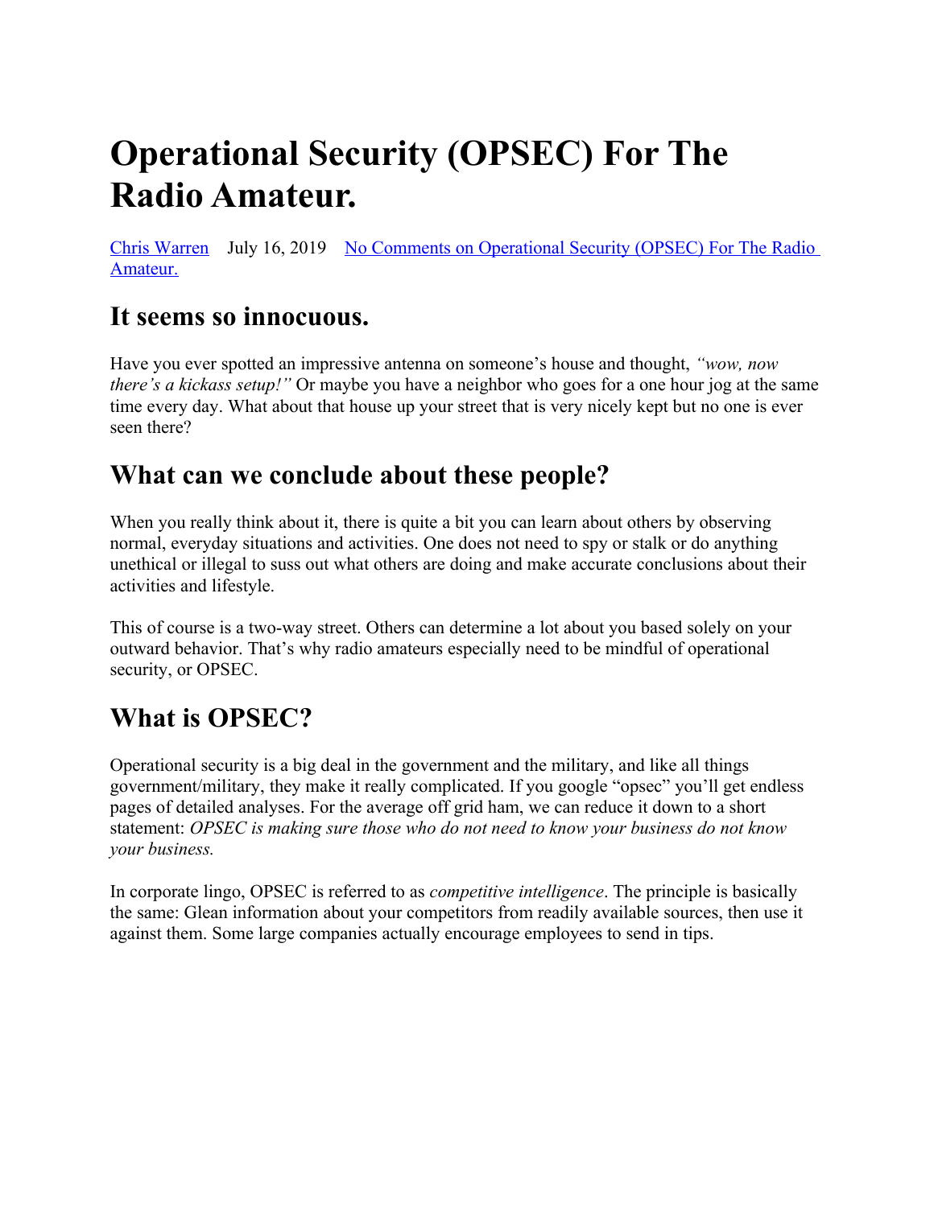# Operational Security (OPSEC) For The Radio Amateur.

[Chris Warren](#) July 16, 2019 [No Comments on Operational Security (OPSEC) For The Radio Amateur.](#)

## It seems so innocuous.

Have you ever spotted an impressive antenna on someone's house and thought, *"wow, now there's a kickass setup!"* Or maybe you have a neighbor who goes for a one hour jog at the same time every day. What about that house up your street that is very nicely kept but no one is ever seen there?

## What can we conclude about these people?

When you really think about it, there is quite a bit you can learn about others by observing normal, everyday situations and activities. One does not need to spy or stalk or do anything unethical or illegal to suss out what others are doing and make accurate conclusions about their activities and lifestyle.

This of course is a two-way street. Others can determine a lot about you based solely on your outward behavior. That's why radio amateurs especially need to be mindful of operational security, or OPSEC.

## What is OPSEC?

Operational security is a big deal in the government and the military, and like all things government/military, they make it really complicated. If you google "opsec" you'll get endless pages of detailed analyses. For the average off grid ham, we can reduce it down to a short statement: *OPSEC is making sure those who do not need to know your business do not know your business.*

In corporate lingo, OPSEC is referred to as *competitive intelligence*. The principle is basically the same: Glean information about your competitors from readily available sources, then use it against them. Some large companies actually encourage employees to send in tips.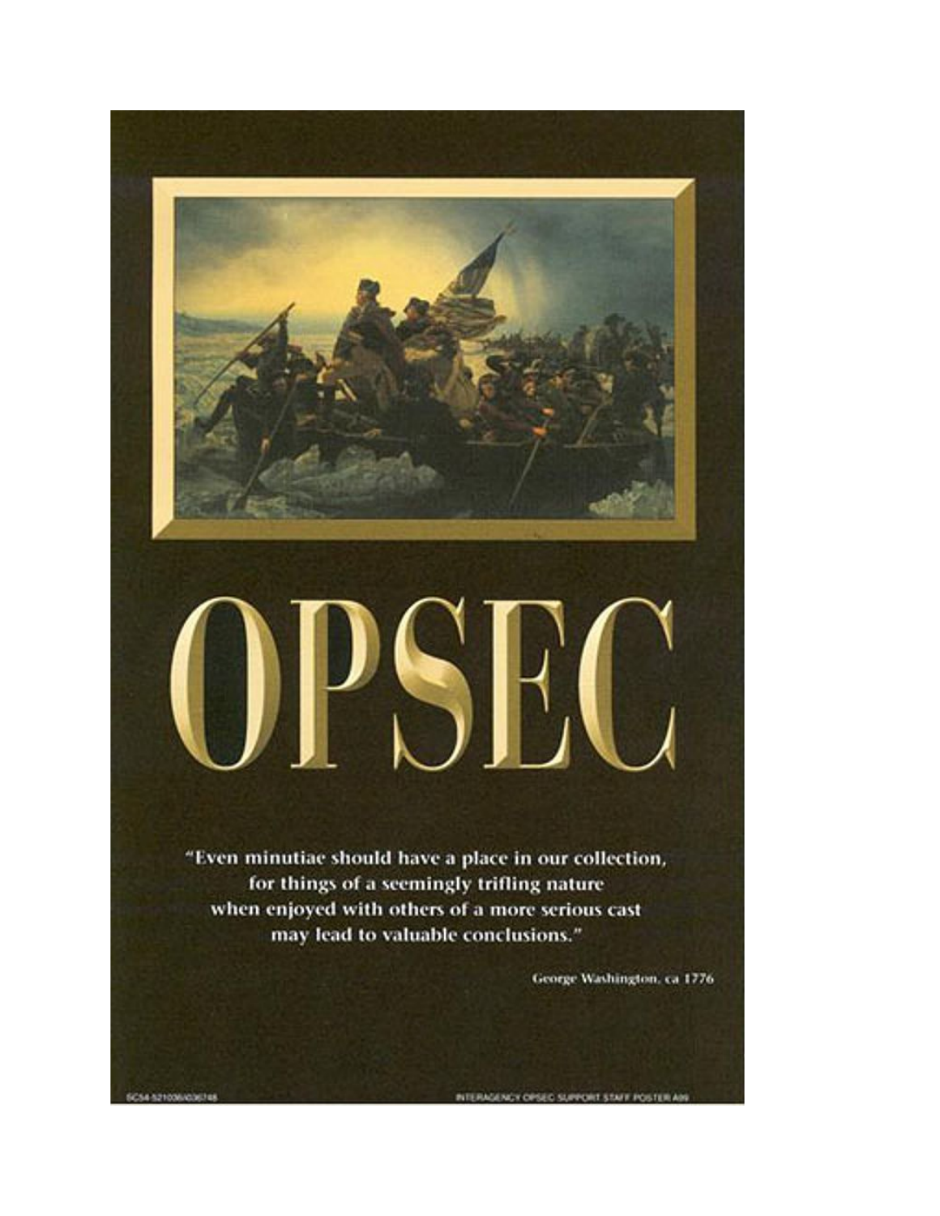# OPSEC

"Even minutiae should have a place in our collection, for things of a seemingly trifling nature when enjoyed with others of a more serious cast may lead to valuable conclusions."

George Washington, ca 1776

SC54-521036/036748

INTERAGENCY OPSEC SUPPORT STAFF POSTER A99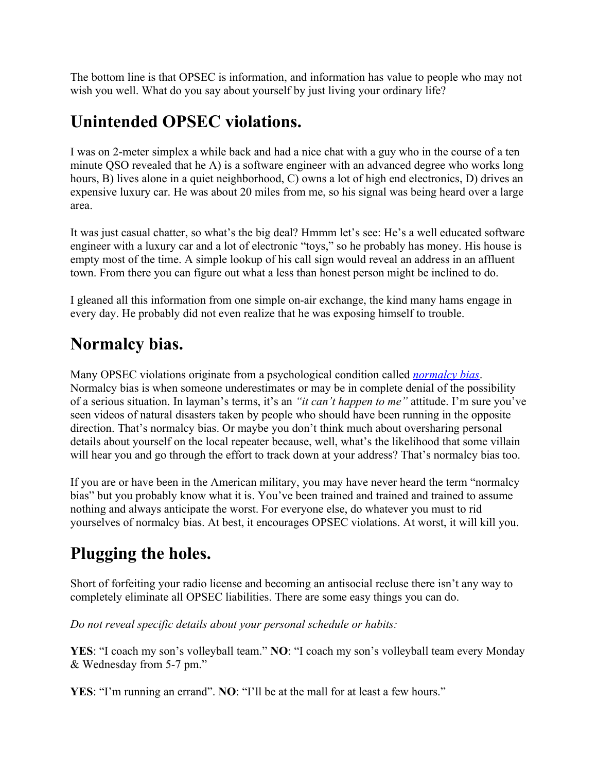The bottom line is that OPSEC is information, and information has value to people who may not wish you well. What do you say about yourself by just living your ordinary life?

## Unintended OPSEC violations.

I was on 2-meter simplex a while back and had a nice chat with a guy who in the course of a ten minute QSO revealed that he A) is a software engineer with an advanced degree who works long hours, B) lives alone in a quiet neighborhood, C) owns a lot of high end electronics, D) drives an expensive luxury car. He was about 20 miles from me, so his signal was being heard over a large area.

It was just casual chatter, so what's the big deal? Hmmm let's see: He's a well educated software engineer with a luxury car and a lot of electronic "toys," so he probably has money. His house is empty most of the time. A simple lookup of his call sign would reveal an address in an affluent town. From there you can figure out what a less than honest person might be inclined to do.

I gleaned all this information from one simple on-air exchange, the kind many hams engage in every day. He probably did not even realize that he was exposing himself to trouble.

## Normalcy bias.

Many OPSEC violations originate from a psychological condition called *[normalcy bias](normalcy bias)*. Normalcy bias is when someone underestimates or may be in complete denial of the possibility of a serious situation. In layman's terms, it's an *"it can't happen to me"* attitude. I'm sure you've seen videos of natural disasters taken by people who should have been running in the opposite direction. That's normalcy bias. Or maybe you don't think much about oversharing personal details about yourself on the local repeater because, well, what's the likelihood that some villain will hear you and go through the effort to track down at your address? That's normalcy bias too.

If you are or have been in the American military, you may have never heard the term "normalcy bias" but you probably know what it is. You've been trained and trained and trained to assume nothing and always anticipate the worst. For everyone else, do whatever you must to rid yourselves of normalcy bias. At best, it encourages OPSEC violations. At worst, it will kill you.

## Plugging the holes.

Short of forfeiting your radio license and becoming an antisocial recluse there isn't any way to completely eliminate all OPSEC liabilities. There are some easy things you can do.

*Do not reveal specific details about your personal schedule or habits:*

**YES**: "I coach my son's volleyball team." **NO**: "I coach my son's volleyball team every Monday & Wednesday from 5-7 pm."

**YES**: "I'm running an errand". **NO**: "I'll be at the mall for at least a few hours."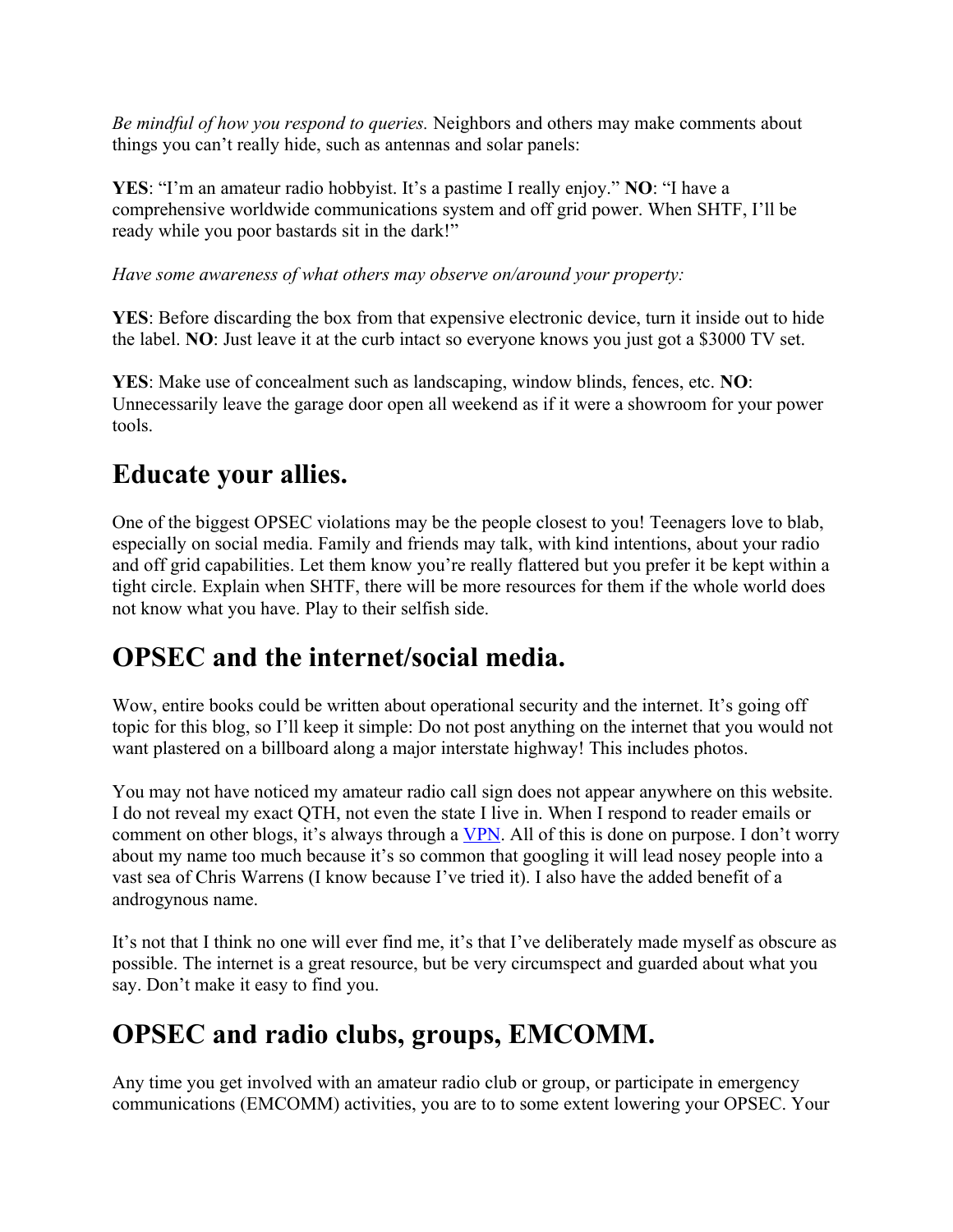*Be mindful of how you respond to queries.* Neighbors and others may make comments about things you can't really hide, such as antennas and solar panels:

**YES**: "I'm an amateur radio hobbyist. It's a pastime I really enjoy." **NO**: "I have a comprehensive worldwide communications system and off grid power. When SHTF, I'll be ready while you poor bastards sit in the dark!"

*Have some awareness of what others may observe on/around your property:*

**YES**: Before discarding the box from that expensive electronic device, turn it inside out to hide the label. **NO**: Just leave it at the curb intact so everyone knows you just got a $3000 TV set.

**YES**: Make use of concealment such as landscaping, window blinds, fences, etc. **NO**: Unnecessarily leave the garage door open all weekend as if it were a showroom for your power tools.

## Educate your allies.

One of the biggest OPSEC violations may be the people closest to you! Teenagers love to blab, especially on social media. Family and friends may talk, with kind intentions, about your radio and off grid capabilities. Let them know you're really flattered but you prefer it be kept within a tight circle. Explain when SHTF, there will be more resources for them if the whole world does not know what you have. Play to their selfish side.

## OPSEC and the internet/social media.

Wow, entire books could be written about operational security and the internet. It's going off topic for this blog, so I'll keep it simple: Do not post anything on the internet that you would not want plastered on a billboard along a major interstate highway! This includes photos.

You may not have noticed my amateur radio call sign does not appear anywhere on this website. I do not reveal my exact QTH, not even the state I live in. When I respond to reader emails or comment on other blogs, it's always through a VPN. All of this is done on purpose. I don't worry about my name too much because it's so common that googling it will lead nosey people into a vast sea of Chris Warrens (I know because I've tried it). I also have the added benefit of a androgynous name.

It's not that I think no one will ever find me, it's that I've deliberately made myself as obscure as possible. The internet is a great resource, but be very circumspect and guarded about what you say. Don't make it easy to find you.

## OPSEC and radio clubs, groups, EMCOMM.

Any time you get involved with an amateur radio club or group, or participate in emergency communications (EMCOMM) activities, you are to to some extent lowering your OPSEC. Your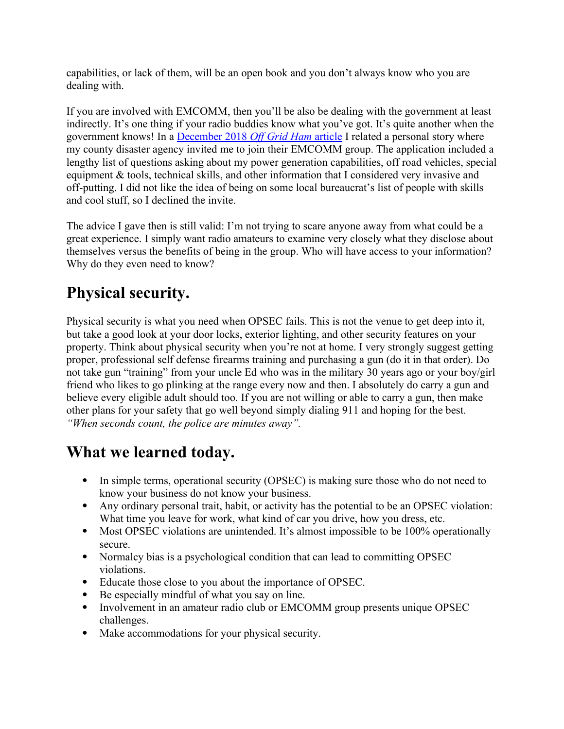capabilities, or lack of them, will be an open book and you don't always know who you are dealing with.

If you are involved with EMCOMM, then you'll be also be dealing with the government at least indirectly. It's one thing if your radio buddies know what you've got. It's quite another when the government knows! In a [December 2018 *Off Grid Ham* article]() I related a personal story where my county disaster agency invited me to join their EMCOMM group. The application included a lengthy list of questions asking about my power generation capabilities, off road vehicles, special equipment & tools, technical skills, and other information that I considered very invasive and off-putting. I did not like the idea of being on some local bureaucrat's list of people with skills and cool stuff, so I declined the invite.

The advice I gave then is still valid: I'm not trying to scare anyone away from what could be a great experience. I simply want radio amateurs to examine very closely what they disclose about themselves versus the benefits of being in the group. Who will have access to your information? Why do they even need to know?

# Physical security.

Physical security is what you need when OPSEC fails. This is not the venue to get deep into it, but take a good look at your door locks, exterior lighting, and other security features on your property. Think about physical security when you're not at home. I very strongly suggest getting proper, professional self defense firearms training and purchasing a gun (do it in that order). Do not take gun "training" from your uncle Ed who was in the military 30 years ago or your boy/girl friend who likes to go plinking at the range every now and then. I absolutely do carry a gun and believe every eligible adult should too. If you are not willing or able to carry a gun, then make other plans for your safety that go well beyond simply dialing 911 and hoping for the best. *"When seconds count, the police are minutes away".*

# What we learned today.

- In simple terms, operational security (OPSEC) is making sure those who do not need to know your business do not know your business.
- Any ordinary personal trait, habit, or activity has the potential to be an OPSEC violation: What time you leave for work, what kind of car you drive, how you dress, etc.
- Most OPSEC violations are unintended. It's almost impossible to be 100% operationally secure.
- Normalcy bias is a psychological condition that can lead to committing OPSEC violations.
- Educate those close to you about the importance of OPSEC.
- Be especially mindful of what you say on line.
- Involvement in an amateur radio club or EMCOMM group presents unique OPSEC challenges.
- Make accommodations for your physical security.